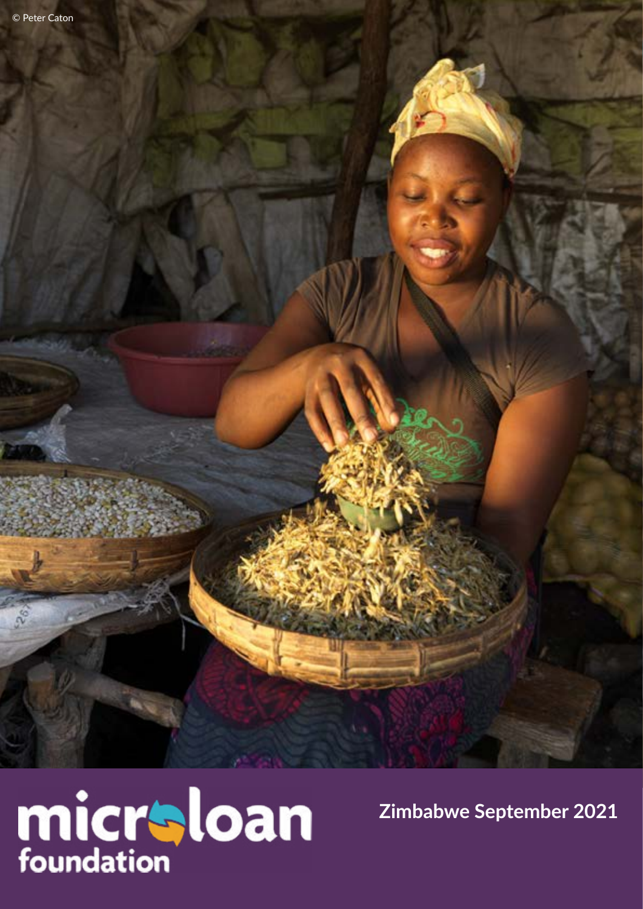© Peter Caton

microloan foundation

Zimbabwe September 2021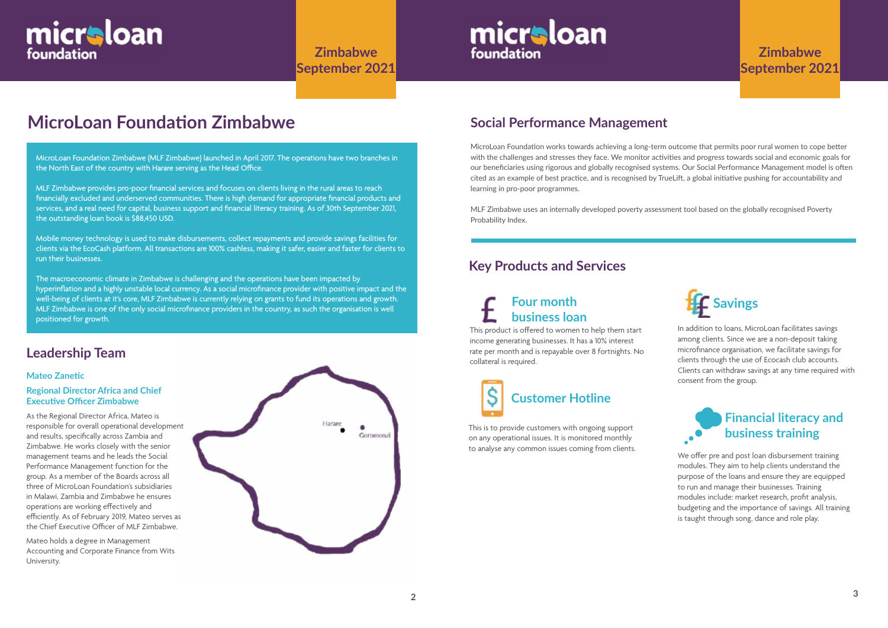# MicroLoan Foundation Zimbabwe

MicroLoan Foundation Zimbabwe (MLF Zimbabwe) launched in April 2017. The operations have two branches in the North East of the country with Harare serving as the Head Office.

MLF Zimbabwe provides pro-poor financial services and focuses on clients living in the rural areas to reach financially excluded and underserved communities. There is high demand for appropriate financial products and services, and a real need for capital, business support and financial literacy training. As of 30th September 2021, the outstanding loan book is $88,450 USD.

Mobile money technology is used to make disbursements, collect repayments and provide savings facilities for clients via the EcoCash platform. All transactions are 100% cashless, making it safer, easier and faster for clients to run their businesses.

The macroeconomic climate in Zimbabwe is challenging and the operations have been impacted by hyperinflation and a highly unstable local currency. As a social microfinance provider with positive impact and the well-being of clients at it's core, MLF Zimbabwe is currently relying on grants to fund its operations and growth. MLF Zimbabwe is one of the only social microfinance providers in the country, as such the organisation is well positioned for growth.

## Leadership Team

### Mateo Zanetic

### Regional Director Africa and Chief Executive Officer Zimbabwe

As the Regional Director Africa, Mateo is responsible for overall operational development and results, specifically across Zambia and Zimbabwe. He works closely with the senior management teams and he leads the Social Performance Management function for the group. As a member of the Boards across all three of MicroLoan Foundation's subsidiaries in Malawi, Zambia and Zimbabwe he ensures operations are working effectively and efficiently. As of February 2019, Mateo serves as the Chief Executive Officer of MLF Zimbabwe.

Mateo holds a degree in Management Accounting and Corporate Finance from Wits University.

Harare

Goromonzi

## Social Performance Management

MicroLoan Foundation works towards achieving a long-term outcome that permits poor rural women to cope better with the challenges and stresses they face. We monitor activities and progress towards social and economic goals for our beneficiaries using rigorous and globally recognised systems. Our Social Performance Management model is often cited as an example of best practice, and is recognised by TrueLift, a global initiative pushing for accountability and learning in pro-poor programmes.

MLF Zimbabwe uses an internally developed poverty assessment tool based on the globally recognised Poverty Probability Index.

## Key Products and Services

### Four month business loan

This product is offered to women to help them start income generating businesses. It has a 10% interest rate per month and is repayable over 8 fortnights. No collateral is required.

### Customer Hotline

This is to provide customers with ongoing support on any operational issues. It is monitored monthly to analyse any common issues coming from clients.

### Savings

In addition to loans, MicroLoan facilitates savings among clients. Since we are a non-deposit taking microfinance organisation, we facilitate savings for clients through the use of Ecocash club accounts. Clients can withdraw savings at any time required with consent from the group.

### Financial literacy and business training

We offer pre and post loan disbursement training modules. They aim to help clients understand the purpose of the loans and ensure they are equipped to run and manage their businesses. Training modules include: market research, profit analysis, budgeting and the importance of savings. All training is taught through song, dance and role play.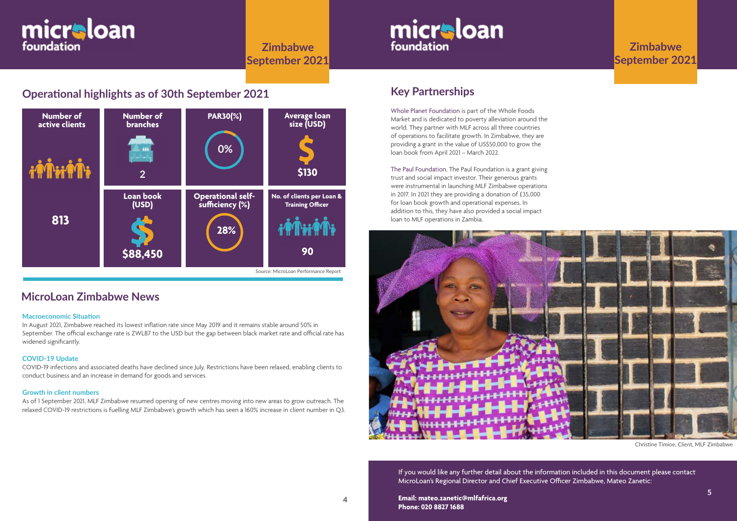## Operational highlights as of 30th September 2021

| | | | |
|---|---|---|---|
| Number of active clients | Number of branches | PAR30(%) | Average loan size (USD) |
| 813 | 2 | 0% | $130 |
| | Loan book (USD) | Operational self-sufficiency (%) | No. of clients per Loan & Training Officer |
| | $88,450 | 28% | 90 |

Source: MicroLoan Performance Report

## MicroLoan Zimbabwe News

### Macroeconomic Situation

In August 2021, Zimbabwe reached its lowest inflation rate since May 2019 and it remains stable around 50% in September. The official exchange rate is ZWL87 to the USD but the gap between black market rate and official rate has widened significantly.

### COVID-19 Update

COVID-19 infections and associated deaths have declined since July. Restrictions have been relaxed, enabling clients to conduct business and an increase in demand for goods and services.

### Growth in client numbers

As of 1 September 2021, MLF Zimbabwe resumed opening of new centres moving into new areas to grow outreach. The relaxed COVID-19 restrictions is fuelling MLF Zimbabwe's growth which has seen a 160% increase in client number in Q3.

## Key Partnerships

Whole Planet Foundation is part of the Whole Foods Market and is dedicated to poverty alleviation around the world. They partner with MLF across all three countries of operations to facilitate growth. In Zimbabwe, they are providing a grant in the value of US$50,000 to grow the loan book from April 2021 – March 2022.

The Paul Foundation, The Paul Foundation is a grant giving trust and social impact investor. Their generous grants were instrumental in launching MLF Zimbabwe operations in 2017. In 2021 they are providing a donation of £35,000 for loan book growth and operational expenses. In addition to this, they have also provided a social impact loan to MLF operations in Zambia.

Christine Timioe, Client, MLF Zimbabwe

If you would like any further detail about the information included in this document please contact MicroLoan's Regional Director and Chief Executive Officer Zimbabwe, Mateo Zanetic:

**Email: mateo.zanetic@mlfafrica.org**
**Phone: 020 8827 1688**